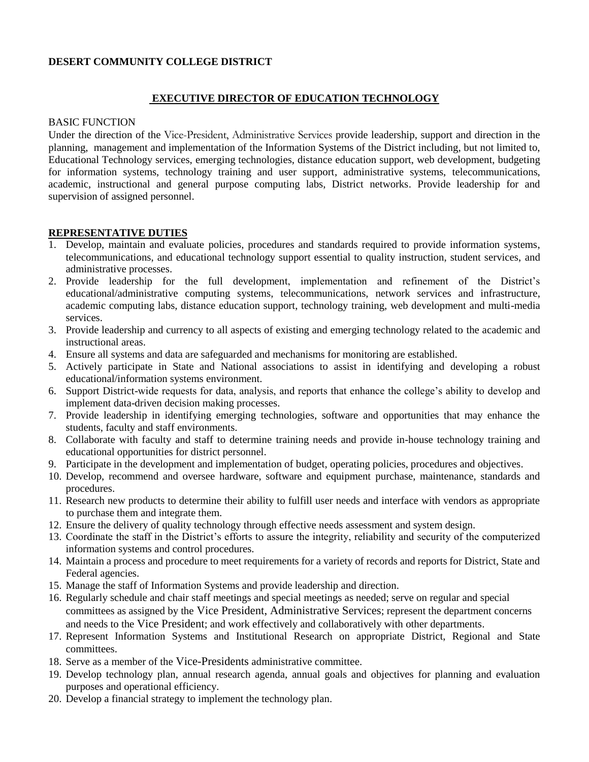**DESERT COMMUNITY COLLEGE DISTRICT**

## EXECUTIVE DIRECTOR OF EDUCATION TECHNOLOGY

BASIC FUNCTION

Under the direction of the Vice-President, Administrative Services provide leadership, support and direction in the planning, management and implementation of the Information Systems of the District including, but not limited to, Educational Technology services, emerging technologies, distance education support, web development, budgeting for information systems, technology training and user support, administrative systems, telecommunications, academic, instructional and general purpose computing labs, District networks. Provide leadership for and supervision of assigned personnel.

**REPRESENTATIVE DUTIES**

1. Develop, maintain and evaluate policies, procedures and standards required to provide information systems, telecommunications, and educational technology support essential to quality instruction, student services, and administrative processes.
2. Provide leadership for the full development, implementation and refinement of the District's educational/administrative computing systems, telecommunications, network services and infrastructure, academic computing labs, distance education support, technology training, web development and multi-media services.
3. Provide leadership and currency to all aspects of existing and emerging technology related to the academic and instructional areas.
4. Ensure all systems and data are safeguarded and mechanisms for monitoring are established.
5. Actively participate in State and National associations to assist in identifying and developing a robust educational/information systems environment.
6. Support District-wide requests for data, analysis, and reports that enhance the college's ability to develop and implement data-driven decision making processes.
7. Provide leadership in identifying emerging technologies, software and opportunities that may enhance the students, faculty and staff environments.
8. Collaborate with faculty and staff to determine training needs and provide in-house technology training and educational opportunities for district personnel.
9. Participate in the development and implementation of budget, operating policies, procedures and objectives.
10. Develop, recommend and oversee hardware, software and equipment purchase, maintenance, standards and procedures.
11. Research new products to determine their ability to fulfill user needs and interface with vendors as appropriate to purchase them and integrate them.
12. Ensure the delivery of quality technology through effective needs assessment and system design.
13. Coordinate the staff in the District's efforts to assure the integrity, reliability and security of the computerized information systems and control procedures.
14. Maintain a process and procedure to meet requirements for a variety of records and reports for District, State and Federal agencies.
15. Manage the staff of Information Systems and provide leadership and direction.
16. Regularly schedule and chair staff meetings and special meetings as needed; serve on regular and special committees as assigned by the Vice President, Administrative Services; represent the department concerns and needs to the Vice President; and work effectively and collaboratively with other departments.
17. Represent Information Systems and Institutional Research on appropriate District, Regional and State committees.
18. Serve as a member of the Vice-Presidents administrative committee.
19. Develop technology plan, annual research agenda, annual goals and objectives for planning and evaluation purposes and operational efficiency.
20. Develop a financial strategy to implement the technology plan.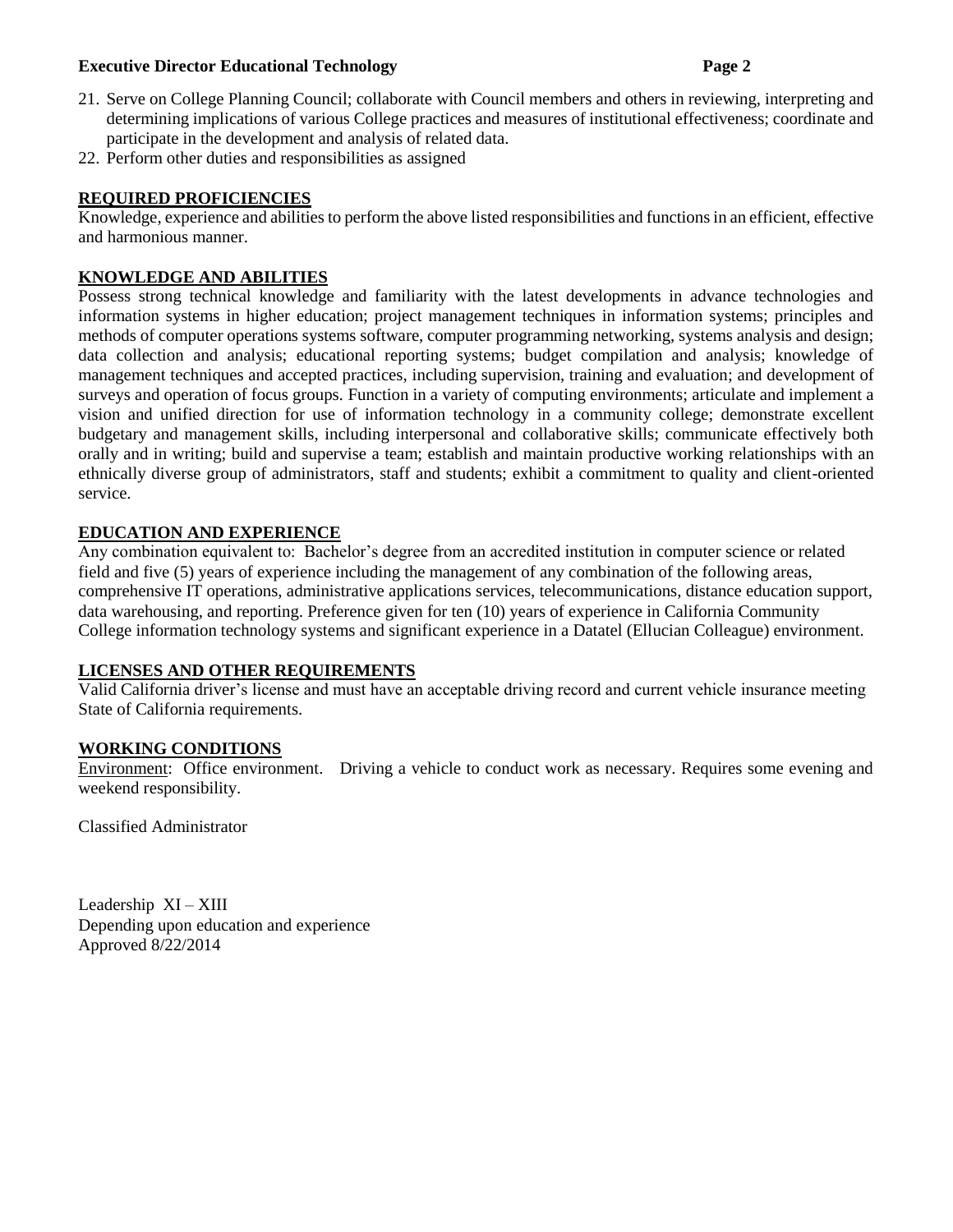21. Serve on College Planning Council; collaborate with Council members and others in reviewing, interpreting and determining implications of various College practices and measures of institutional effectiveness; coordinate and participate in the development and analysis of related data.
22. Perform other duties and responsibilities as assigned

## REQUIRED PROFICIENCIES

Knowledge, experience and abilities to perform the above listed responsibilities and functions in an efficient, effective and harmonious manner.

## KNOWLEDGE AND ABILITIES

Possess strong technical knowledge and familiarity with the latest developments in advance technologies and information systems in higher education; project management techniques in information systems; principles and methods of computer operations systems software, computer programming networking, systems analysis and design; data collection and analysis; educational reporting systems; budget compilation and analysis; knowledge of management techniques and accepted practices, including supervision, training and evaluation; and development of surveys and operation of focus groups. Function in a variety of computing environments; articulate and implement a vision and unified direction for use of information technology in a community college; demonstrate excellent budgetary and management skills, including interpersonal and collaborative skills; communicate effectively both orally and in writing; build and supervise a team; establish and maintain productive working relationships with an ethnically diverse group of administrators, staff and students; exhibit a commitment to quality and client-oriented service.

## EDUCATION AND EXPERIENCE

Any combination equivalent to: Bachelor's degree from an accredited institution in computer science or related field and five (5) years of experience including the management of any combination of the following areas, comprehensive IT operations, administrative applications services, telecommunications, distance education support, data warehousing, and reporting. Preference given for ten (10) years of experience in California Community College information technology systems and significant experience in a Datatel (Ellucian Colleague) environment.

## LICENSES AND OTHER REQUIREMENTS

Valid California driver's license and must have an acceptable driving record and current vehicle insurance meeting State of California requirements.

## WORKING CONDITIONS

Environment: Office environment. Driving a vehicle to conduct work as necessary. Requires some evening and weekend responsibility.

Classified Administrator

Leadership XI – XIII
Depending upon education and experience
Approved 8/22/2014